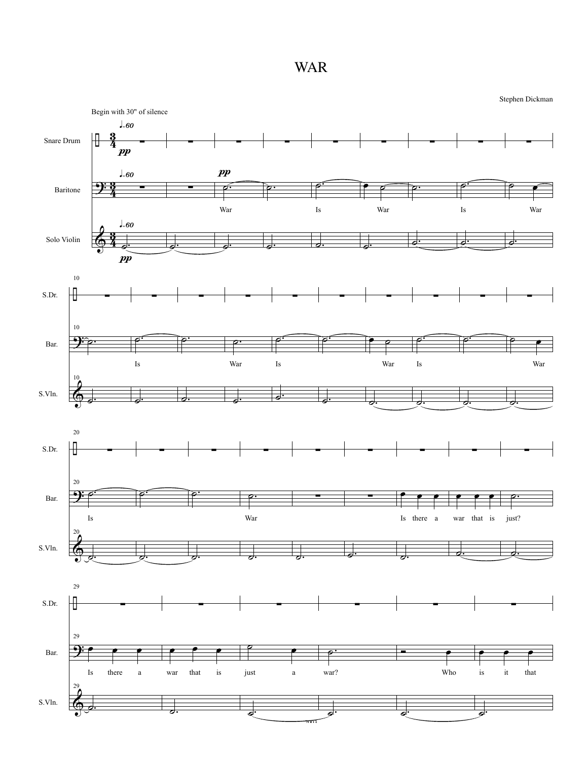# WAR

Stephen Dickman

Begin with 30" of silence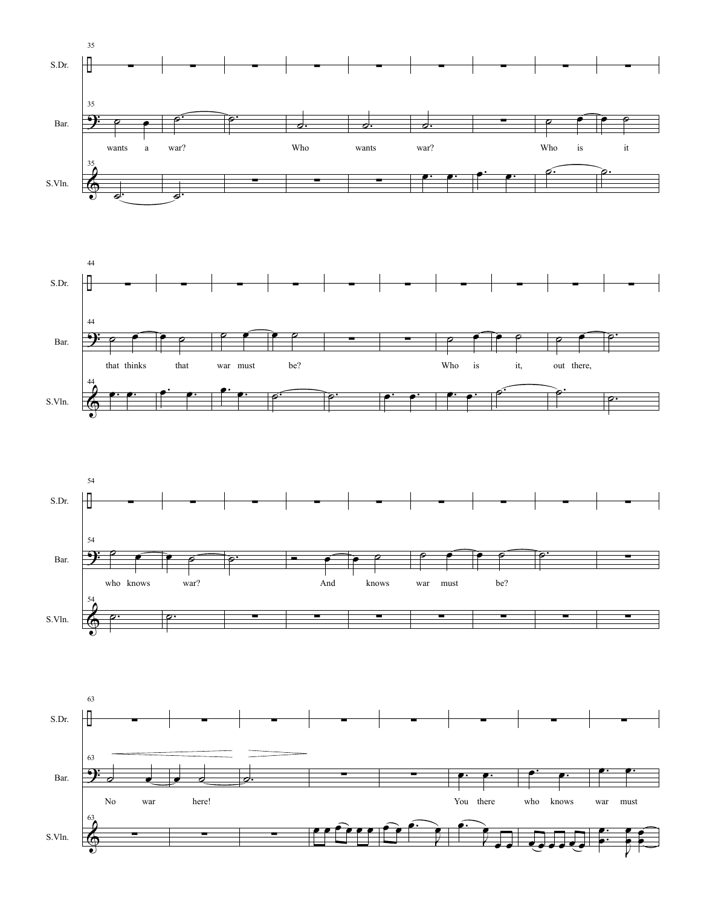35

S.Dr.

Bar.

wants a war? Who wants war? Who is it

S.Vln.

44

S.Dr.

Bar.

that thinks that war must be? Who is it, out there,

S.Vln.

54

S.Dr.

Bar.

who knows war? And knows war must be?

S.Vln.

63

S.Dr.

Bar.

No war here! You there who knows war must

S.Vln.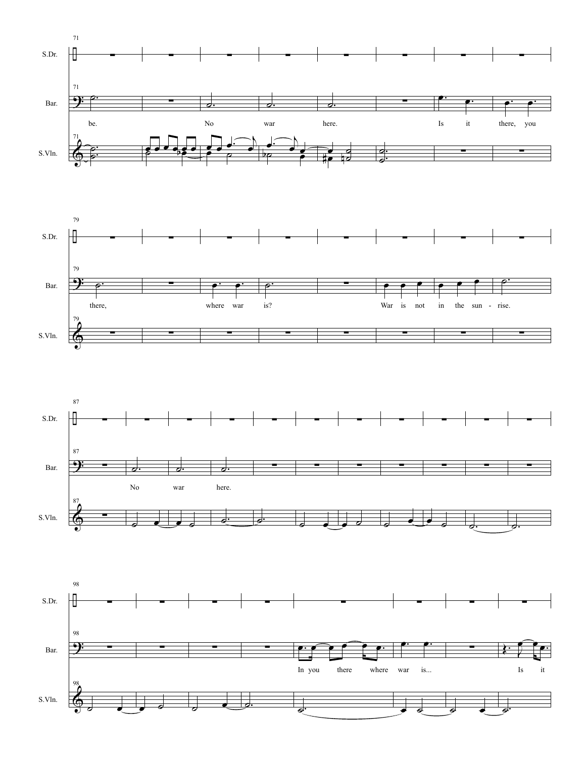71

S.Dr.

Bar.

be. No war here. Is it there, you

S.Vln.

79

S.Dr.

Bar.

there, where war is? War is not in the sun - rise.

S.Vln.

87

S.Dr.

Bar.

No war here.

S.Vln.

98

S.Dr.

Bar.

In you there where war is... Is it

S.Vln.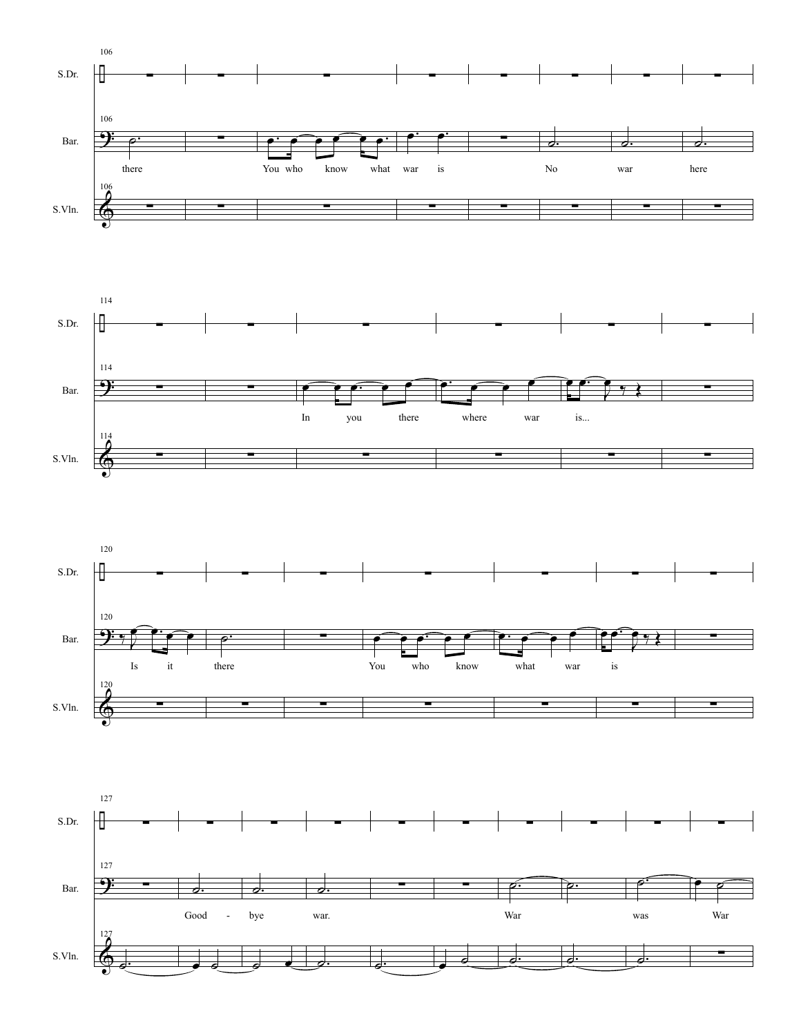106

S.Dr.

Bar.

there You who know what war is No war here

S.Vln.

114

S.Dr.

Bar.

In you there where war is...

S.Vln.

120

S.Dr.

Bar.

Is it there You who know what war is

S.Vln.

127

S.Dr.

Bar.

Good - bye war. War was War

S.Vln.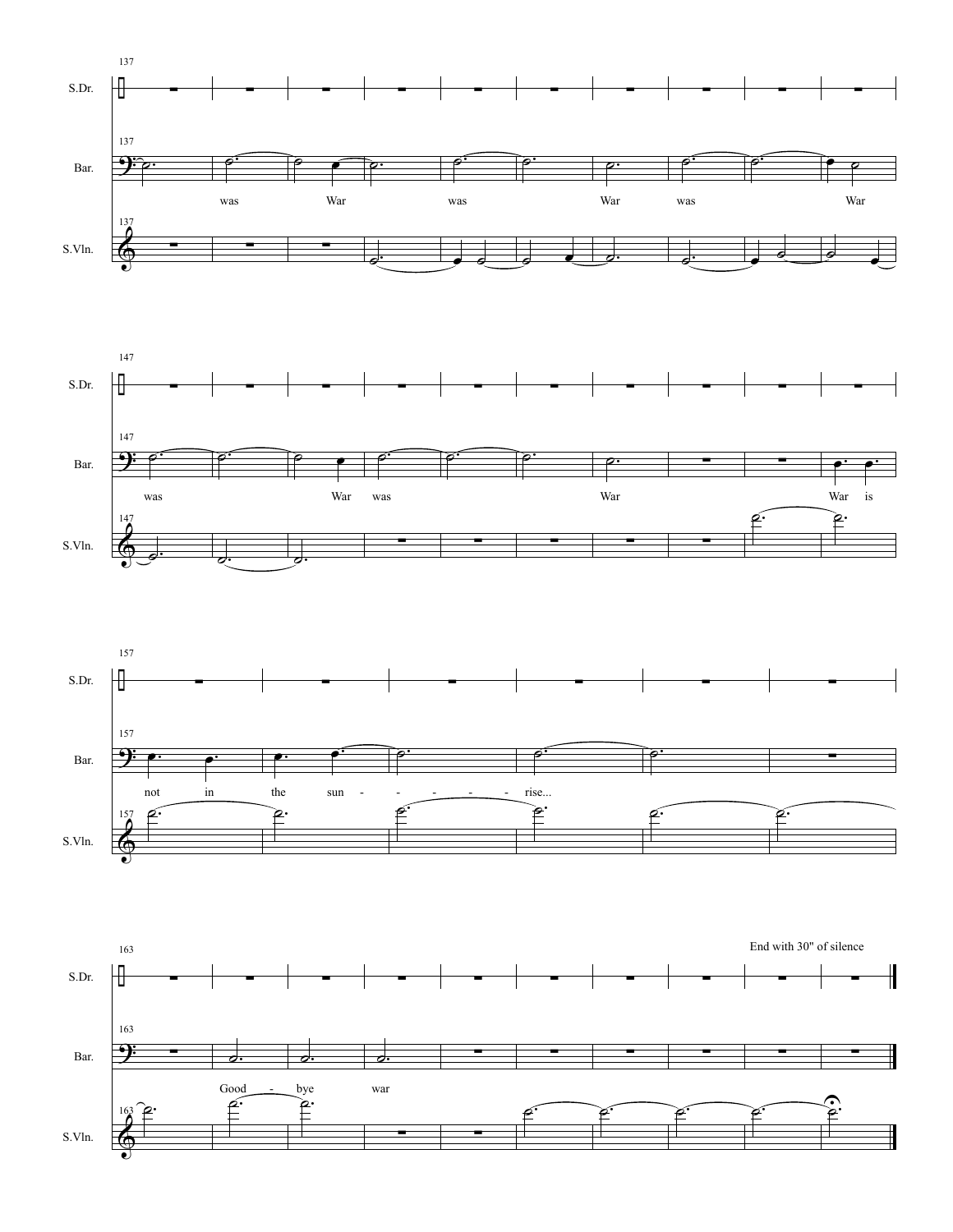137

S.Dr.

Bar.

was War was War was War

S.Vln.

147

S.Dr.

Bar.

was War was War War is

S.Vln.

157

S.Dr.

Bar.

not in the sun - - - - - rise...

S.Vln.

163

End with 30" of silence

S.Dr.

Bar.

Good - bye war

S.Vln.